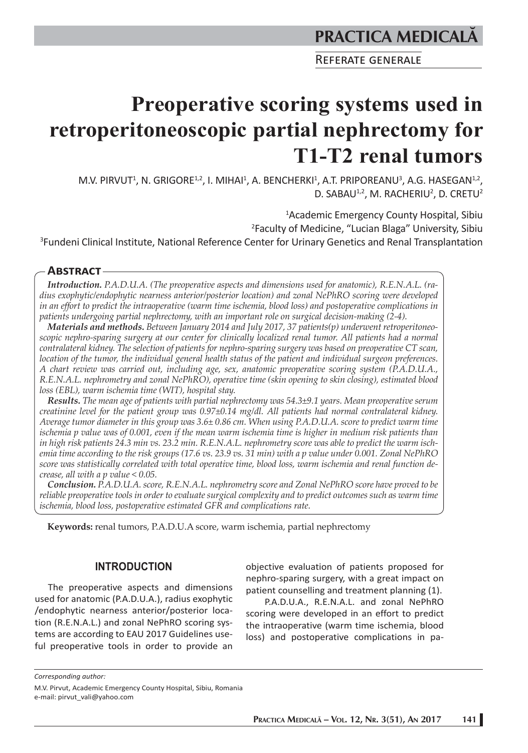PRACTICA MEDICALĂ

Referate generale

# Preoperative scoring systems used in retroperitoneoscopic partial nephrectomy for T1-T2 renal tumors

M.V. PIRVUT[1], N. GRIGORE[1,2], I. MIHAI[1], A. BENCHERKI[1], A.T. PRIPOREANU[3], A.G. HASEGAN[1,2], D. SABAU[1,2], M. RACHERIU[2], D. CRETU[2]

[1]Academic Emergency County Hospital, Sibiu
[2]Faculty of Medicine, "Lucian Blaga" University, Sibiu
[3]Fundeni Clinical Institute, National Reference Center for Urinary Genetics and Renal Transplantation

## Abstract

***Introduction.*** *P.A.D.U.A. (The preoperative aspects and dimensions used for anatomic), R.E.N.A.L. (radius exophytic/endophytic nearness anterior/posterior location) and zonal NePhRO scoring were developed in an effort to predict the intraoperative (warm time ischemia, blood loss) and postoperative complications in patients undergoing partial nephrectomy, with an important role on surgical decision-making (2-4).*

***Materials and methods.*** *Between January 2014 and July 2017, 37 patients(p) underwent retroperitoneoscopic nephro-sparing surgery at our center for clinically localized renal tumor. All patients had a normal contralateral kidney. The selection of patients for nephro-sparing surgery was based on preoperative CT scan, location of the tumor, the individual general health status of the patient and individual surgeon preferences. A chart review was carried out, including age, sex, anatomic preoperative scoring system (P.A.D.U.A., R.E.N.A.L. nephrometry and zonal NePhRO), operative time (skin opening to skin closing), estimated blood loss (EBL), warm ischemia time (WIT), hospital stay.*

***Results.*** *The mean age of patients with partial nephrectomy was 54.3±9.1 years. Mean preoperative serum creatinine level for the patient group was 0.97±0.14 mg/dl. All patients had normal contralateral kidney. Average tumor diameter in this group was 3.6± 0.86 cm. When using P.A.D.U.A. score to predict warm time ischemia p value was of 0.001, even if the mean warm ischemia time is higher in medium risk patients than in high risk patients 24.3 min vs. 23.2 min. R.E.N.A.L. nephrometry score was able to predict the warm ischemia time according to the risk groups (17.6 vs. 23.9 vs. 31 min) with a p value under 0.001. Zonal NePhRO score was statistically correlated with total operative time, blood loss, warm ischemia and renal function decrease, all with a p value < 0.05.*

***Conclusion.*** *P.A.D.U.A. score, R.E.N.A.L. nephrometry score and Zonal NePhRO score have proved to be reliable preoperative tools in order to evaluate surgical complexity and to predict outcomes such as warm time ischemia, blood loss, postoperative estimated GFR and complications rate.*

**Keywords:** renal tumors, P.A.D.U.A score, warm ischemia, partial nephrectomy

## INTRODUCTION

The preoperative aspects and dimensions used for anatomic (P.A.D.U.A.), radius exophytic /endophytic nearness anterior/posterior location (R.E.N.A.L.) and zonal NePhRO scoring systems are according to EAU 2017 Guidelines useful preoperative tools in order to provide an objective evaluation of patients proposed for nephro-sparing surgery, with a great impact on patient counselling and treatment planning (1).

P.A.D.U.A., R.E.N.A.L. and zonal NePhRO scoring were developed in an effort to predict the intraoperative (warm time ischemia, blood loss) and postoperative complications in pa-

*Corresponding author:*

M.V. Pirvut, Academic Emergency County Hospital, Sibiu, Romania
e-mail: pirvut_vali@yahoo.com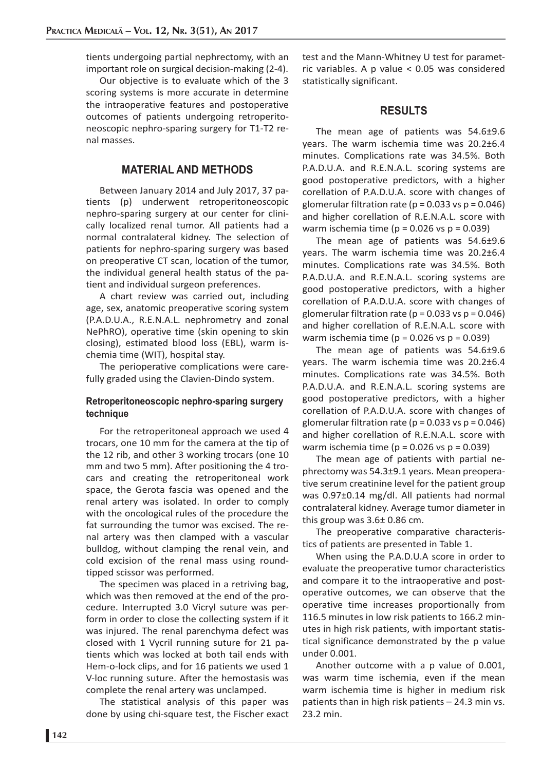tients undergoing partial nephrectomy, with an important role on surgical decision-making (2-4).

Our objective is to evaluate which of the 3 scoring systems is more accurate in determine the intraoperative features and postoperative outcomes of patients undergoing retroperitoneoscopic nephro-sparing surgery for T1-T2 renal masses.

## MATERIAL AND METHODS

Between January 2014 and July 2017, 37 patients (p) underwent retroperitoneoscopic nephro-sparing surgery at our center for clinically localized renal tumor. All patients had a normal contralateral kidney. The selection of patients for nephro-sparing surgery was based on preoperative CT scan, location of the tumor, the individual general health status of the patient and individual surgeon preferences.

A chart review was carried out, including age, sex, anatomic preoperative scoring system (P.A.D.U.A., R.E.N.A.L. nephrometry and zonal NePhRO), operative time (skin opening to skin closing), estimated blood loss (EBL), warm ischemia time (WIT), hospital stay.

The perioperative complications were carefully graded using the Clavien-Dindo system.

### Retroperitoneoscopic nephro-sparing surgery technique

For the retroperitoneal approach we used 4 trocars, one 10 mm for the camera at the tip of the 12 rib, and other 3 working trocars (one 10 mm and two 5 mm). After positioning the 4 trocars and creating the retroperitoneal work space, the Gerota fascia was opened and the renal artery was isolated. In order to comply with the oncological rules of the procedure the fat surrounding the tumor was excised. The renal artery was then clamped with a vascular bulldog, without clamping the renal vein, and cold excision of the renal mass using round-tipped scissor was performed.

The specimen was placed in a retriving bag, which was then removed at the end of the procedure. Interrupted 3.0 Vicryl suture was perform in order to close the collecting system if it was injured. The renal parenchyma defect was closed with 1 Vycril running suture for 21 patients which was locked at both tail ends with Hem-o-lock clips, and for 16 patients we used 1 V-loc running suture. After the hemostasis was complete the renal artery was unclamped.

The statistical analysis of this paper was done by using chi-square test, the Fischer exact test and the Mann-Whitney U test for parametric variables. A p value < 0.05 was considered statistically significant.

## RESULTS

The mean age of patients was 54.6±9.6 years. The warm ischemia time was 20.2±6.4 minutes. Complications rate was 34.5%. Both P.A.D.U.A. and R.E.N.A.L. scoring systems are good postoperative predictors, with a higher corellation of P.A.D.U.A. score with changes of glomerular filtration rate ($p = 0.033$ vs $p = 0.046$) and higher corellation of R.E.N.A.L. score with warm ischemia time ($p = 0.026$ vs $p = 0.039$)

The mean age of patients was 54.6±9.6 years. The warm ischemia time was 20.2±6.4 minutes. Complications rate was 34.5%. Both P.A.D.U.A. and R.E.N.A.L. scoring systems are good postoperative predictors, with a higher corellation of P.A.D.U.A. score with changes of glomerular filtration rate ($p = 0.033$ vs $p = 0.046$) and higher corellation of R.E.N.A.L. score with warm ischemia time ($p = 0.026$ vs $p = 0.039$)

The mean age of patients was 54.6±9.6 years. The warm ischemia time was 20.2±6.4 minutes. Complications rate was 34.5%. Both P.A.D.U.A. and R.E.N.A.L. scoring systems are good postoperative predictors, with a higher corellation of P.A.D.U.A. score with changes of glomerular filtration rate ($p = 0.033$ vs $p = 0.046$) and higher corellation of R.E.N.A.L. score with warm ischemia time ($p = 0.026$ vs $p = 0.039$)

The mean age of patients with partial nephrectomy was 54.3±9.1 years. Mean preoperative serum creatinine level for the patient group was 0.97±0.14 mg/dl. All patients had normal contralateral kidney. Average tumor diameter in this group was 3.6± 0.86 cm.

The preoperative comparative characteristics of patients are presented in Table 1.

When using the P.A.D.U.A score in order to evaluate the preoperative tumor characteristics and compare it to the intraoperative and postoperative outcomes, we can observe that the operative time increases proportionally from 116.5 minutes in low risk patients to 166.2 minutes in high risk patients, with important statistical significance demonstrated by the p value under 0.001.

Another outcome with a p value of 0.001, was warm time ischemia, even if the mean warm ischemia time is higher in medium risk patients than in high risk patients – 24.3 min vs. 23.2 min.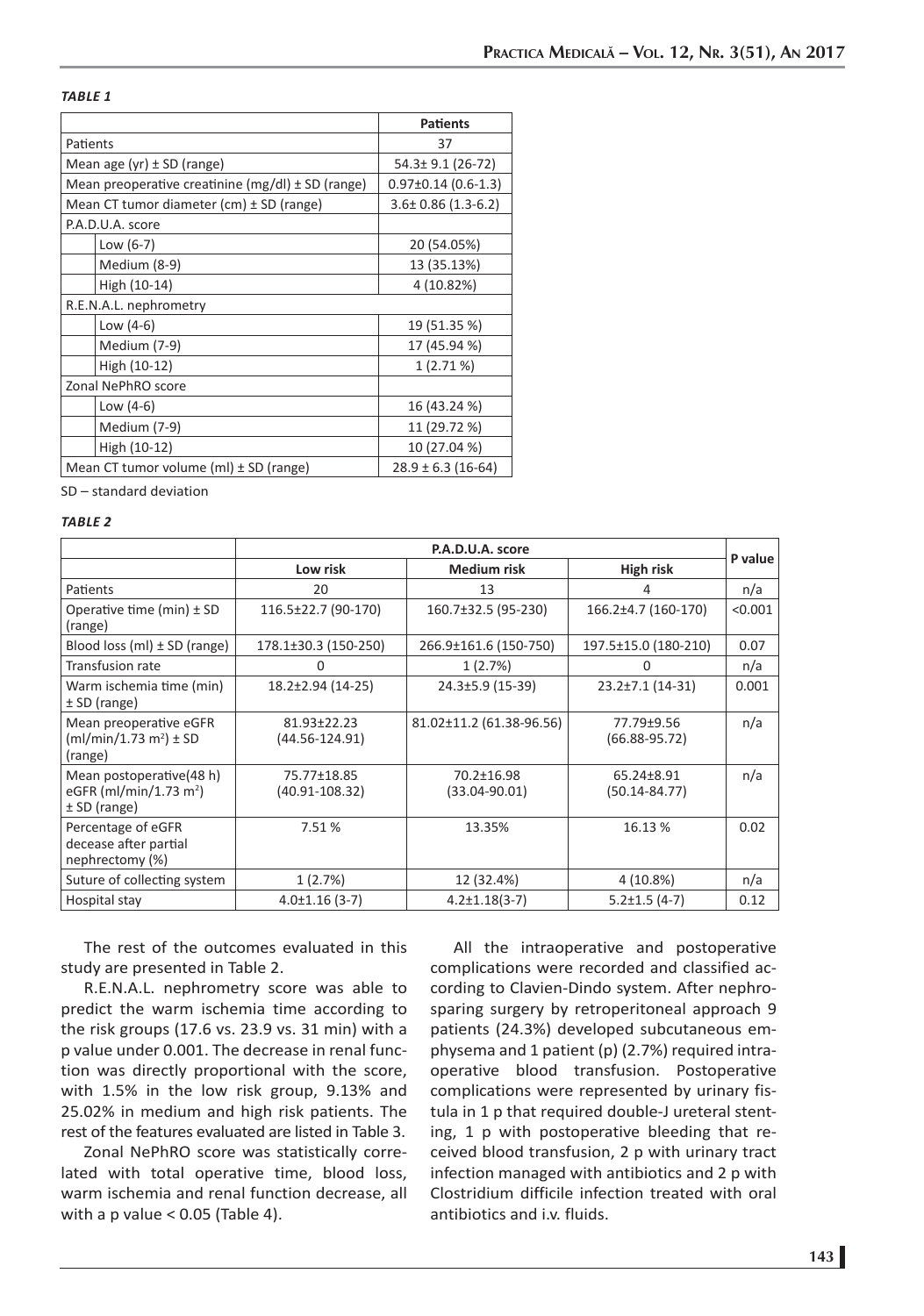***TABLE 1***

| | | Patients |
|---|---|---|
| Patients | | 37 |
| Mean age (yr) ± SD (range) | | 54.3± 9.1 (26-72) |
| Mean preoperative creatinine (mg/dl) ± SD (range) | | 0.97±0.14 (0.6-1.3) |
| Mean CT tumor diameter (cm) ± SD (range) | | 3.6± 0.86 (1.3-6.2) |
| P.A.D.U.A. score | | |
| | Low (6-7) | 20 (54.05%) |
| | Medium (8-9) | 13 (35.13%) |
| | High (10-14) | 4 (10.82%) |
| R.E.N.A.L. nephrometry | | |
| | Low (4-6) | 19 (51.35 %) |
| | Medium (7-9) | 17 (45.94 %) |
| | High (10-12) | 1 (2.71 %) |
| Zonal NePhRO score | | |
| | Low (4-6) | 16 (43.24 %) |
| | Medium (7-9) | 11 (29.72 %) |
| | High (10-12) | 10 (27.04 %) |
| Mean CT tumor volume (ml) ± SD (range) | | 28.9 ± 6.3 (16-64) |

SD – standard deviation

***TABLE 2***

| | P.A.D.U.A. score | | | P value |
|---|---|---|---|---|
| | Low risk | Medium risk | High risk | |
| Patients | 20 | 13 | 4 | n/a |
| Operative time (min) ± SD (range) | 116.5±22.7 (90-170) | 160.7±32.5 (95-230) | 166.2±4.7 (160-170) | <0.001 |
| Blood loss (ml) ± SD (range) | 178.1±30.3 (150-250) | 266.9±161.6 (150-750) | 197.5±15.0 (180-210) | 0.07 |
| Transfusion rate | 0 | 1 (2.7%) | 0 | n/a |
| Warm ischemia time (min) ± SD (range) | 18.2±2.94 (14-25) | 24.3±5.9 (15-39) | 23.2±7.1 (14-31) | 0.001 |
| Mean preoperative eGFR (ml/min/1.73 m$^2$) ± SD (range) | 81.93±22.23 (44.56-124.91) | 81.02±11.2 (61.38-96.56) | 77.79±9.56 (66.88-95.72) | n/a |
| Mean postoperative(48 h) eGFR (ml/min/1.73 m$^2$) ± SD (range) | 75.77±18.85 (40.91-108.32) | 70.2±16.98 (33.04-90.01) | 65.24±8.91 (50.14-84.77) | n/a |
| Percentage of eGFR decease after partial nephrectomy (%) | 7.51 % | 13.35% | 16.13 % | 0.02 |
| Suture of collecting system | 1 (2.7%) | 12 (32.4%) | 4 (10.8%) | n/a |
| Hospital stay | 4.0±1.16 (3-7) | 4.2±1.18(3-7) | 5.2±1.5 (4-7) | 0.12 |

The rest of the outcomes evaluated in this study are presented in Table 2.

R.E.N.A.L. nephrometry score was able to predict the warm ischemia time according to the risk groups (17.6 vs. 23.9 vs. 31 min) with a p value under 0.001. The decrease in renal function was directly proportional with the score, with 1.5% in the low risk group, 9.13% and 25.02% in medium and high risk patients. The rest of the features evaluated are listed in Table 3.

Zonal NePhRO score was statistically correlated with total operative time, blood loss, warm ischemia and renal function decrease, all with a p value < 0.05 (Table 4).

All the intraoperative and postoperative complications were recorded and classified according to Clavien-Dindo system. After nephrosparing surgery by retroperitoneal approach 9 patients (24.3%) developed subcutaneous emphysema and 1 patient (p) (2.7%) required intraoperative blood transfusion. Postoperative complications were represented by urinary fistula in 1 p that required double-J ureteral stenting, 1 p with postoperative bleeding that received blood transfusion, 2 p with urinary tract infection managed with antibiotics and 2 p with Clostridium difficile infection treated with oral antibiotics and i.v. fluids.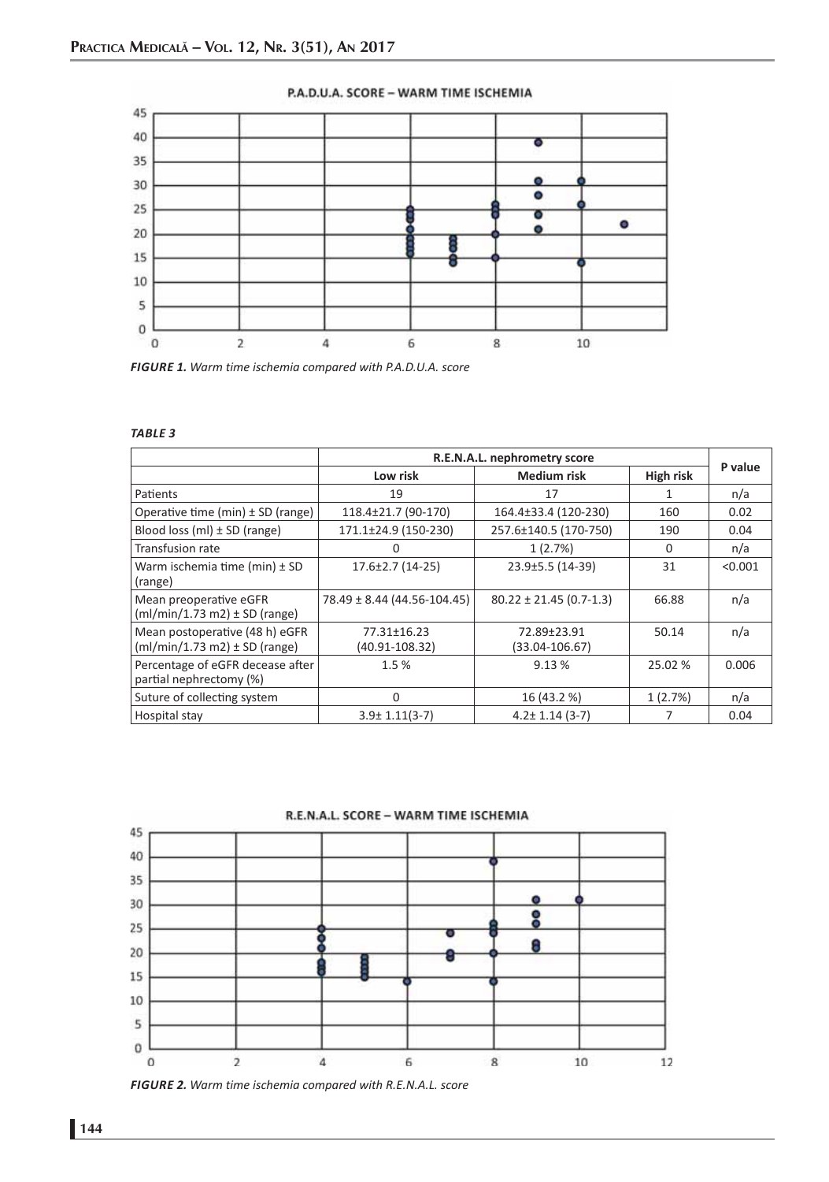P.A.D.U.A. SCORE – WARM TIME ISCHEMIA

45
40
35
30
25
20
15
10
5
0

0 2 4 6 8 10

*FIGURE 1. Warm time ischemia compared with P.A.D.U.A. score*

***TABLE 3***

| | R.E.N.A.L. nephrometry score | | | P value |
|---|---|---|---|---|
| | Low risk | Medium risk | High risk | |
| Patients | 19 | 17 | 1 | n/a |
| Operative time (min) ± SD (range) | 118.4±21.7 (90-170) | 164.4±33.4 (120-230) | 160 | 0.02 |
| Blood loss (ml) ± SD (range) | 171.1±24.9 (150-230) | 257.6±140.5 (170-750) | 190 | 0.04 |
| Transfusion rate | 0 | 1 (2.7%) | 0 | n/a |
| Warm ischemia time (min) ± SD (range) | 17.6±2.7 (14-25) | 23.9±5.5 (14-39) | 31 | <0.001 |
| Mean preoperative eGFR (ml/min/1.73 m2) ± SD (range) | 78.49 ± 8.44 (44.56-104.45) | 80.22 ± 21.45 (0.7-1.3) | 66.88 | n/a |
| Mean postoperative (48 h) eGFR (ml/min/1.73 m2) ± SD (range) | 77.31±16.23 (40.91-108.32) | 72.89±23.91 (33.04-106.67) | 50.14 | n/a |
| Percentage of eGFR decease after partial nephrectomy (%) | 1.5 % | 9.13 % | 25.02 % | 0.006 |
| Suture of collecting system | 0 | 16 (43.2 %) | 1 (2.7%) | n/a |
| Hospital stay | 3.9± 1.11(3-7) | 4.2± 1.14 (3-7) | 7 | 0.04 |

R.E.N.A.L. SCORE – WARM TIME ISCHEMIA

45
40
35
30
25
20
15
10
5
0

0 2 4 6 8 10 12

*FIGURE 2. Warm time ischemia compared with R.E.N.A.L. score*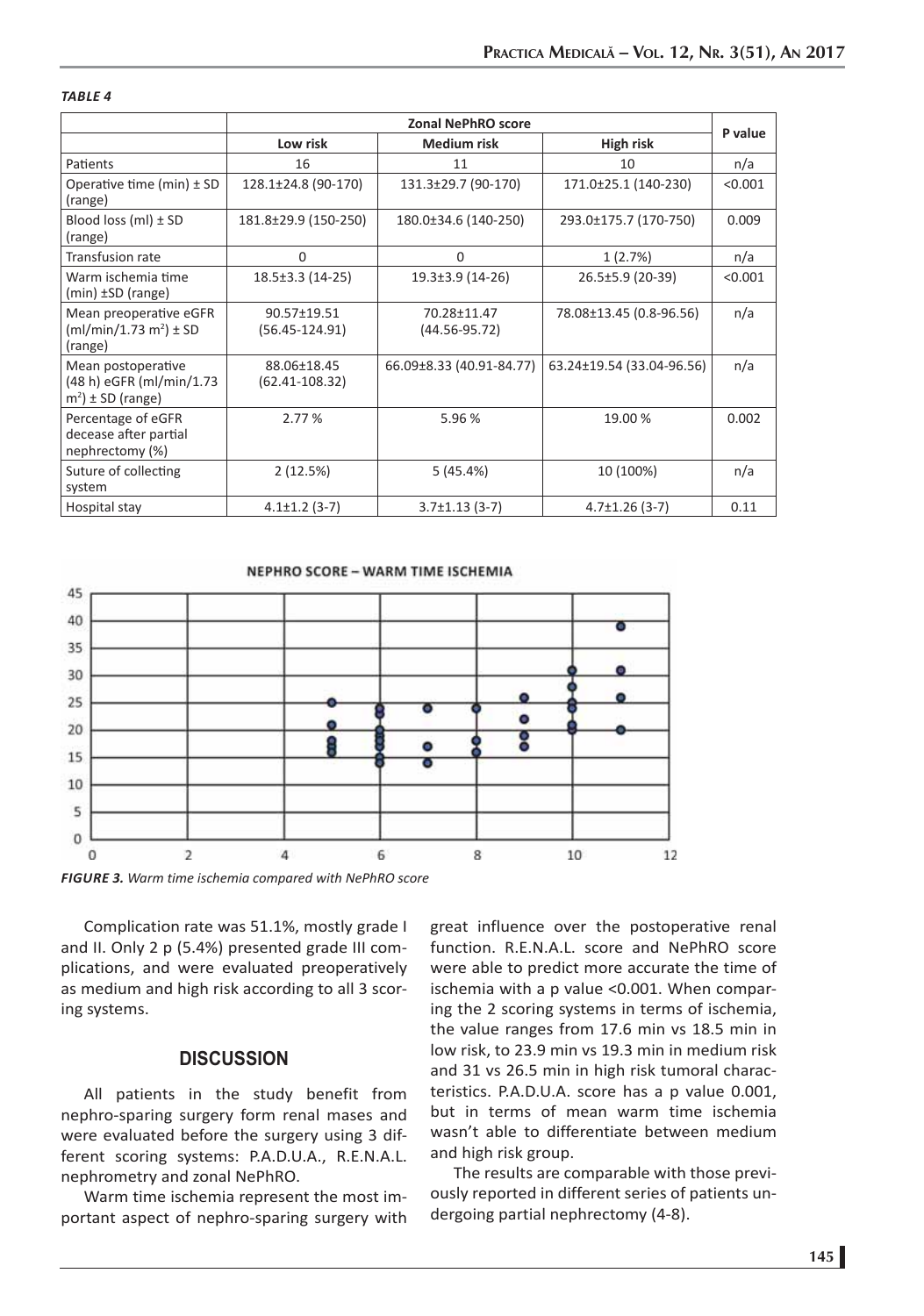*TABLE 4*

| | Zonal NePhRO score | | | P value |
|---|---|---|---|---|
| | Low risk | Medium risk | High risk | |
| Patients | 16 | 11 | 10 | n/a |
| Operative time (min) ± SD (range) | 128.1±24.8 (90-170) | 131.3±29.7 (90-170) | 171.0±25.1 (140-230) | <0.001 |
| Blood loss (ml) ± SD (range) | 181.8±29.9 (150-250) | 180.0±34.6 (140-250) | 293.0±175.7 (170-750) | 0.009 |
| Transfusion rate | 0 | 0 | 1 (2.7%) | n/a |
| Warm ischemia time (min) ±SD (range) | 18.5±3.3 (14-25) | 19.3±3.9 (14-26) | 26.5±5.9 (20-39) | <0.001 |
| Mean preoperative eGFR (ml/min/1.73 $m^2$) ± SD (range) | 90.57±19.51 (56.45-124.91) | 70.28±11.47 (44.56-95.72) | 78.08±13.45 (0.8-96.56) | n/a |
| Mean postoperative (48 h) eGFR (ml/min/1.73 $m^2$) ± SD (range) | 88.06±18.45 (62.41-108.32) | 66.09±8.33 (40.91-84.77) | 63.24±19.54 (33.04-96.56) | n/a |
| Percentage of eGFR decease after partial nephrectomy (%) | 2.77 % | 5.96 % | 19.00 % | 0.002 |
| Suture of collecting system | 2 (12.5%) | 5 (45.4%) | 10 (100%) | n/a |
| Hospital stay | 4.1±1.2 (3-7) | 3.7±1.13 (3-7) | 4.7±1.26 (3-7) | 0.11 |

NEPHRO SCORE – WARM TIME ISCHEMIA

45
40
35
30
25
20
15
10
5
0

0 2 4 6 8 10 12

*FIGURE 3. Warm time ischemia compared with NePhRO score*

Complication rate was 51.1%, mostly grade I and II. Only 2 p (5.4%) presented grade III complications, and were evaluated preoperatively as medium and high risk according to all 3 scoring systems.

## DISCUSSION

All patients in the study benefit from nephro-sparing surgery form renal mases and were evaluated before the surgery using 3 different scoring systems: P.A.D.U.A., R.E.N.A.L. nephrometry and zonal NePhRO.

Warm time ischemia represent the most important aspect of nephro-sparing surgery with great influence over the postoperative renal function. R.E.N.A.L. score and NePhRO score were able to predict more accurate the time of ischemia with a p value <0.001. When comparing the 2 scoring systems in terms of ischemia, the value ranges from 17.6 min vs 18.5 min in low risk, to 23.9 min vs 19.3 min in medium risk and 31 vs 26.5 min in high risk tumoral characteristics. P.A.D.U.A. score has a p value 0.001, but in terms of mean warm time ischemia wasn't able to differentiate between medium and high risk group.

The results are comparable with those previously reported in different series of patients undergoing partial nephrectomy (4-8).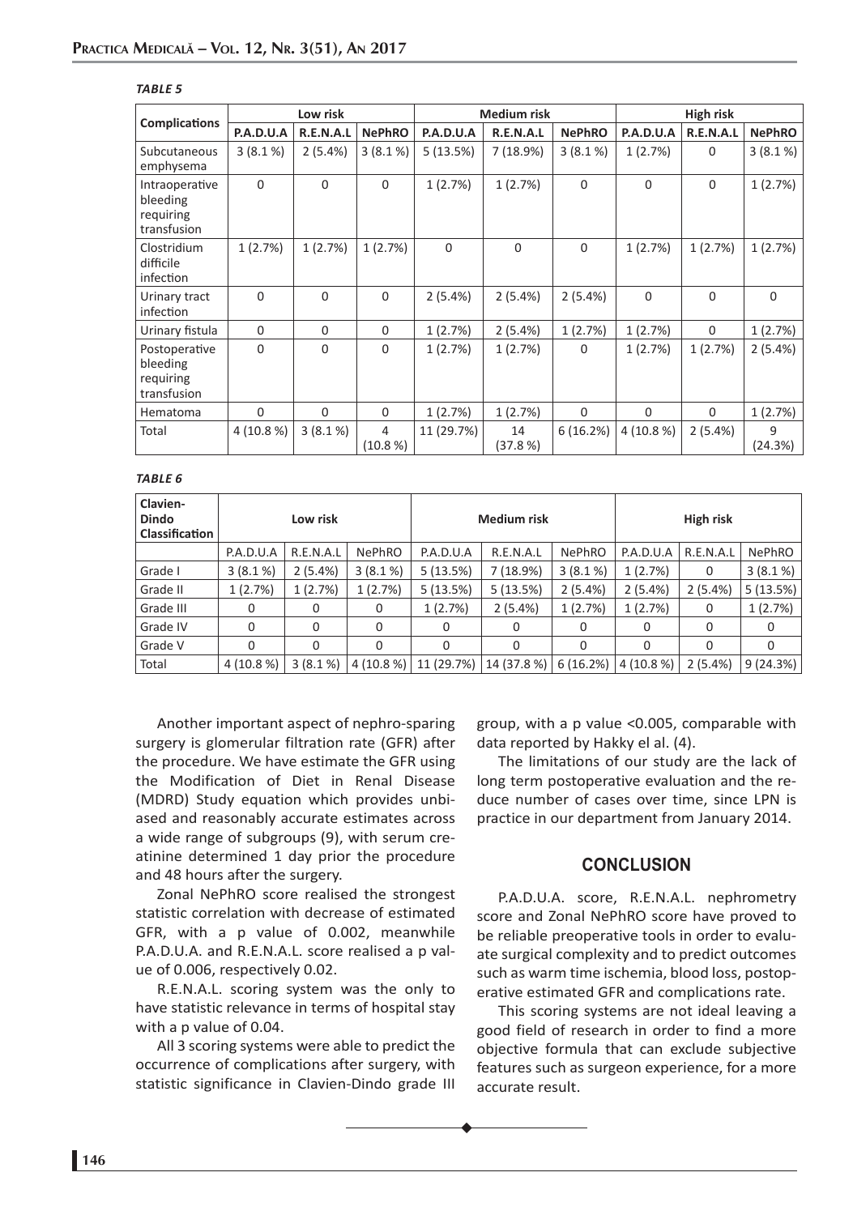***TABLE 5***

| Complications | Low risk | | | Medium risk | | | High risk | | |
|---|---|---|---|---|---|---|---|---|---|
| | **P.A.D.U.A** | **R.E.N.A.L** | **NePhRO** | **P.A.D.U.A** | **R.E.N.A.L** | **NePhRO** | **P.A.D.U.A** | **R.E.N.A.L** | **NePhRO** |
| Subcutaneous emphysema | 3 (8.1 %) | 2 (5.4%) | 3 (8.1 %) | 5 (13.5%) | 7 (18.9%) | 3 (8.1 %) | 1 (2.7%) | 0 | 3 (8.1 %) |
| Intraoperative bleeding requiring transfusion | 0 | 0 | 0 | 1 (2.7%) | 1 (2.7%) | 0 | 0 | 0 | 1 (2.7%) |
| Clostridium difficile infection | 1 (2.7%) | 1 (2.7%) | 1 (2.7%) | 0 | 0 | 0 | 1 (2.7%) | 1 (2.7%) | 1 (2.7%) |
| Urinary tract infection | 0 | 0 | 0 | 2 (5.4%) | 2 (5.4%) | 2 (5.4%) | 0 | 0 | 0 |
| Urinary fistula | 0 | 0 | 0 | 1 (2.7%) | 2 (5.4%) | 1 (2.7%) | 1 (2.7%) | 0 | 1 (2.7%) |
| Postoperative bleeding requiring transfusion | 0 | 0 | 0 | 1 (2.7%) | 1 (2.7%) | 0 | 1 (2.7%) | 1 (2.7%) | 2 (5.4%) |
| Hematoma | 0 | 0 | 0 | 1 (2.7%) | 1 (2.7%) | 0 | 0 | 0 | 1 (2.7%) |
| Total | 4 (10.8 %) | 3 (8.1 %) | 4 (10.8 %) | 11 (29.7%) | 14 (37.8 %) | 6 (16.2%) | 4 (10.8 %) | 2 (5.4%) | 9 (24.3%) |

***TABLE 6***

| Clavien-Dindo Classification | Low risk | | | Medium risk | | | High risk | | |
|---|---|---|---|---|---|---|---|---|---|
| | P.A.D.U.A | R.E.N.A.L | NePhRO | P.A.D.U.A | R.E.N.A.L | NePhRO | P.A.D.U.A | R.E.N.A.L | NePhRO |
| Grade I | 3 (8.1 %) | 2 (5.4%) | 3 (8.1 %) | 5 (13.5%) | 7 (18.9%) | 3 (8.1 %) | 1 (2.7%) | 0 | 3 (8.1 %) |
| Grade II | 1 (2.7%) | 1 (2.7%) | 1 (2.7%) | 5 (13.5%) | 5 (13.5%) | 2 (5.4%) | 2 (5.4%) | 2 (5.4%) | 5 (13.5%) |
| Grade III | 0 | 0 | 0 | 1 (2.7%) | 2 (5.4%) | 1 (2.7%) | 1 (2.7%) | 0 | 1 (2.7%) |
| Grade IV | 0 | 0 | 0 | 0 | 0 | 0 | 0 | 0 | 0 |
| Grade V | 0 | 0 | 0 | 0 | 0 | 0 | 0 | 0 | 0 |
| Total | 4 (10.8 %) | 3 (8.1 %) | 4 (10.8 %) | 11 (29.7%) | 14 (37.8 %) | 6 (16.2%) | 4 (10.8 %) | 2 (5.4%) | 9 (24.3%) |

Another important aspect of nephro-sparing surgery is glomerular filtration rate (GFR) after the procedure. We have estimate the GFR using the Modification of Diet in Renal Disease (MDRD) Study equation which provides unbiased and reasonably accurate estimates across a wide range of subgroups (9), with serum creatinine determined 1 day prior the procedure and 48 hours after the surgery.

Zonal NePhRO score realised the strongest statistic correlation with decrease of estimated GFR, with a p value of 0.002, meanwhile P.A.D.U.A. and R.E.N.A.L. score realised a p value of 0.006, respectively 0.02.

R.E.N.A.L. scoring system was the only to have statistic relevance in terms of hospital stay with a p value of 0.04.

All 3 scoring systems were able to predict the occurrence of complications after surgery, with statistic significance in Clavien-Dindo grade III group, with a p value <0.005, comparable with data reported by Hakky el al. (4).

The limitations of our study are the lack of long term postoperative evaluation and the reduce number of cases over time, since LPN is practice in our department from January 2014.

## CONCLUSION

P.A.D.U.A. score, R.E.N.A.L. nephrometry score and Zonal NePhRO score have proved to be reliable preoperative tools in order to evaluate surgical complexity and to predict outcomes such as warm time ischemia, blood loss, postoperative estimated GFR and complications rate.

This scoring systems are not ideal leaving a good field of research in order to find a more objective formula that can exclude subjective features such as surgeon experience, for a more accurate result.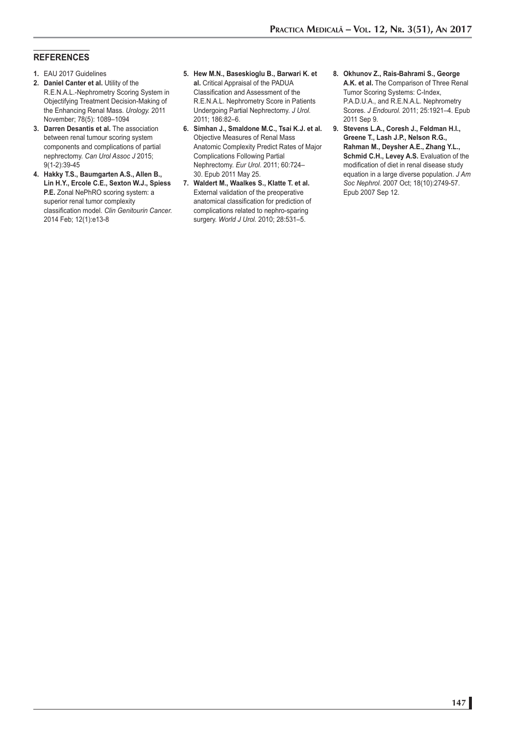## REFERENCES

1. EAU 2017 Guidelines
2. **Daniel Canter et al.** Utility of the R.E.N.A.L.-Nephrometry Scoring System in Objectifying Treatment Decision-Making of the Enhancing Renal Mass. *Urology.* 2011 November; 78(5): 1089–1094
3. **Darren Desantis et al.** The association between renal tumour scoring system components and complications of partial nephrectomy. *Can Urol Assoc J* 2015; 9(1-2):39-45
4. **Hakky T.S., Baumgarten A.S., Allen B., Lin H.Y., Ercole C.E., Sexton W.J., Spiess P.E.** Zonal NePhRO scoring system: a superior renal tumor complexity classification model. *Clin Genitourin Cancer.* 2014 Feb; 12(1):e13-8
5. **Hew M.N., Baseskioglu B., Barwari K. et al.** Critical Appraisal of the PADUA Classification and Assessment of the R.E.N.A.L. Nephrometry Score in Patients Undergoing Partial Nephrectomy. *J Urol.* 2011; 186:82–6.
6. **Simhan J., Smaldone M.C., Tsai K.J. et al.** Objective Measures of Renal Mass Anatomic Complexity Predict Rates of Major Complications Following Partial Nephrectomy. *Eur Urol*. 2011; 60:724–30. Epub 2011 May 25.
7. **Waldert M., Waalkes S., Klatte T. et al.** External validation of the preoperative anatomical classification for prediction of complications related to nephro-sparing surgery. *World J Urol.* 2010; 28:531–5.
8. **Okhunov Z., Rais-Bahrami S., George A.K. et al.** The Comparison of Three Renal Tumor Scoring Systems: C-Index, P.A.D.U.A., and R.E.N.A.L. Nephrometry Scores. *J Endourol*. 2011; 25:1921–4. Epub 2011 Sep 9.
9. **Stevens L.A., Coresh J., Feldman H.I., Greene T., Lash J.P., Nelson R.G., Rahman M., Deysher A.E., Zhang Y.L., Schmid C.H., Levey A.S.** Evaluation of the modification of diet in renal disease study equation in a large diverse population. *J Am Soc Nephrol.* 2007 Oct; 18(10):2749-57. Epub 2007 Sep 12.